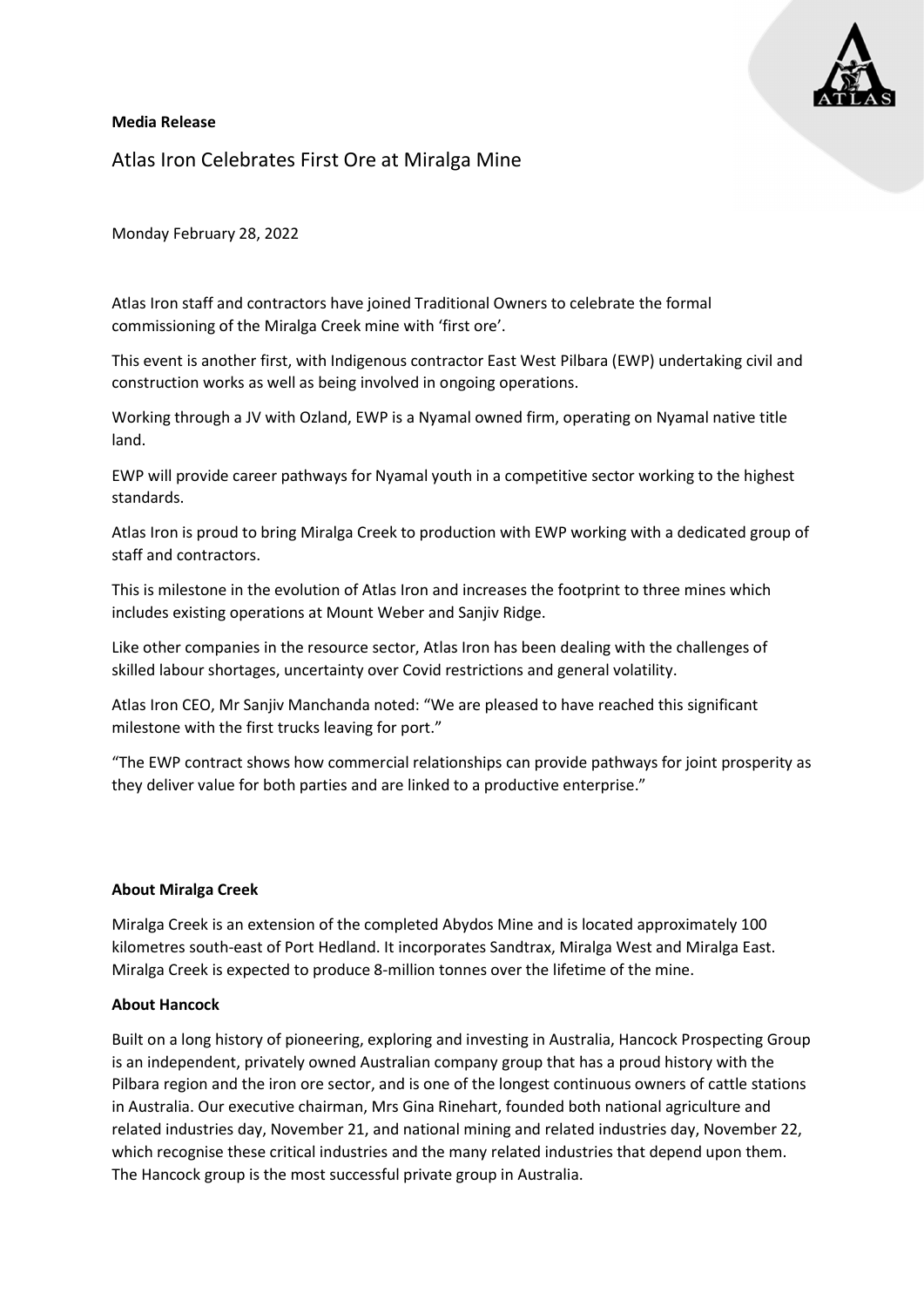**Media Release**

# Atlas Iron Celebrates First Ore at Miralga Mine

Monday February 28, 2022

Atlas Iron staff and contractors have joined Traditional Owners to celebrate the formal commissioning of the Miralga Creek mine with 'first ore'.

This event is another first, with Indigenous contractor East West Pilbara (EWP) undertaking civil and construction works as well as being involved in ongoing operations.

Working through a JV with Ozland, EWP is a Nyamal owned firm, operating on Nyamal native title land.

EWP will provide career pathways for Nyamal youth in a competitive sector working to the highest standards.

Atlas Iron is proud to bring Miralga Creek to production with EWP working with a dedicated group of staff and contractors.

This is milestone in the evolution of Atlas Iron and increases the footprint to three mines which includes existing operations at Mount Weber and Sanjiv Ridge.

Like other companies in the resource sector, Atlas Iron has been dealing with the challenges of skilled labour shortages, uncertainty over Covid restrictions and general volatility.

Atlas Iron CEO, Mr Sanjiv Manchanda noted: "We are pleased to have reached this significant milestone with the first trucks leaving for port."

"The EWP contract shows how commercial relationships can provide pathways for joint prosperity as they deliver value for both parties and are linked to a productive enterprise."

**About Miralga Creek**

Miralga Creek is an extension of the completed Abydos Mine and is located approximately 100 kilometres south-east of Port Hedland. It incorporates Sandtrax, Miralga West and Miralga East. Miralga Creek is expected to produce 8-million tonnes over the lifetime of the mine.

**About Hancock**

Built on a long history of pioneering, exploring and investing in Australia, Hancock Prospecting Group is an independent, privately owned Australian company group that has a proud history with the Pilbara region and the iron ore sector, and is one of the longest continuous owners of cattle stations in Australia. Our executive chairman, Mrs Gina Rinehart, founded both national agriculture and related industries day, November 21, and national mining and related industries day, November 22, which recognise these critical industries and the many related industries that depend upon them. The Hancock group is the most successful private group in Australia.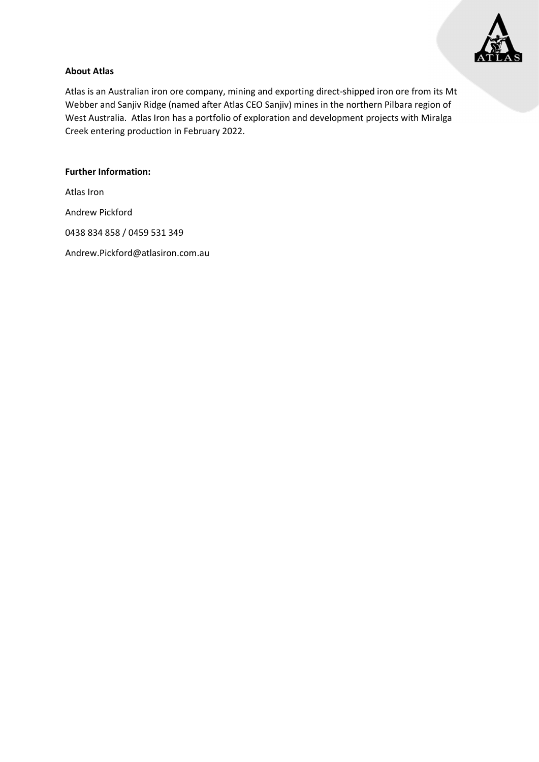**About Atlas**

Atlas is an Australian iron ore company, mining and exporting direct-shipped iron ore from its Mt Webber and Sanjiv Ridge (named after Atlas CEO Sanjiv) mines in the northern Pilbara region of West Australia. Atlas Iron has a portfolio of exploration and development projects with Miralga Creek entering production in February 2022.

**Further Information:**

Atlas Iron

Andrew Pickford

0438 834 858 / 0459 531 349

Andrew.Pickford@atlasiron.com.au